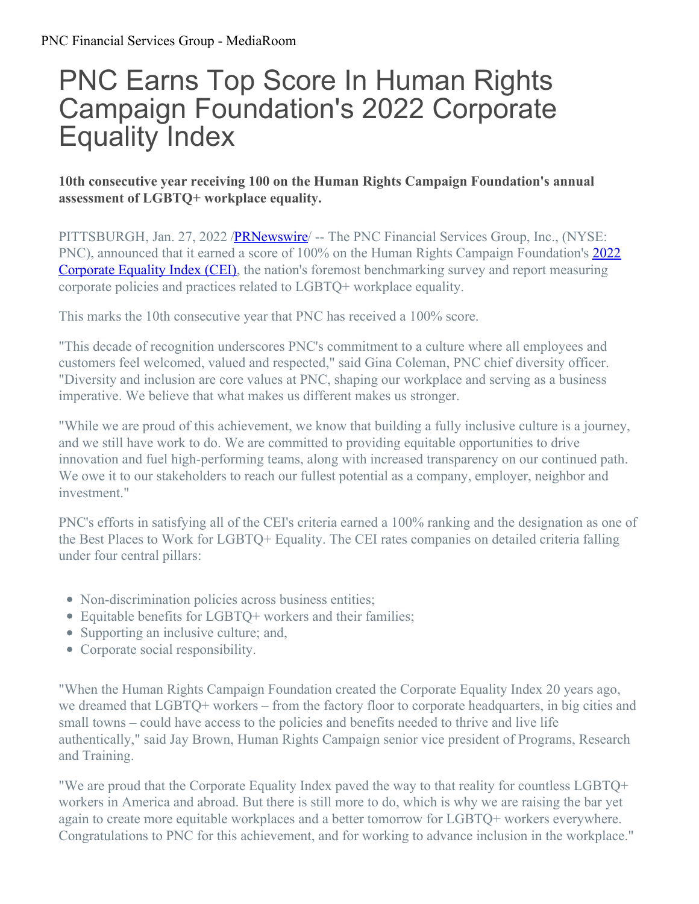# PNC Earns Top Score In Human Rights Campaign Foundation's 2022 Corporate Equality Index

**10th consecutive year receiving 100 on the Human Rights Campaign Foundation's annual assessment of LGBTQ+ workplace equality.**

PITTSBURGH, Jan. 27, 2022 /PRNewswire/ -- The PNC Financial Services Group, Inc., (NYSE: PNC), announced that it earned a score of 100% on the Human Rights Campaign Foundation's 2022 Corporate Equality Index (CEI), the nation's foremost benchmarking survey and report measuring corporate policies and practices related to LGBTQ+ workplace equality.

This marks the 10th consecutive year that PNC has received a 100% score.

"This decade of recognition underscores PNC's commitment to a culture where all employees and customers feel welcomed, valued and respected," said Gina Coleman, PNC chief diversity officer. "Diversity and inclusion are core values at PNC, shaping our workplace and serving as a business imperative. We believe that what makes us different makes us stronger.

"While we are proud of this achievement, we know that building a fully inclusive culture is a journey, and we still have work to do. We are committed to providing equitable opportunities to drive innovation and fuel high-performing teams, along with increased transparency on our continued path. We owe it to our stakeholders to reach our fullest potential as a company, employer, neighbor and investment."

PNC's efforts in satisfying all of the CEI's criteria earned a 100% ranking and the designation as one of the Best Places to Work for LGBTQ+ Equality. The CEI rates companies on detailed criteria falling under four central pillars:

- Non-discrimination policies across business entities;
- Equitable benefits for LGBTQ+ workers and their families;
- Supporting an inclusive culture; and,
- Corporate social responsibility.

"When the Human Rights Campaign Foundation created the Corporate Equality Index 20 years ago, we dreamed that LGBTQ+ workers – from the factory floor to corporate headquarters, in big cities and small towns – could have access to the policies and benefits needed to thrive and live life authentically," said Jay Brown, Human Rights Campaign senior vice president of Programs, Research and Training.

"We are proud that the Corporate Equality Index paved the way to that reality for countless LGBTQ+ workers in America and abroad. But there is still more to do, which is why we are raising the bar yet again to create more equitable workplaces and a better tomorrow for LGBTQ+ workers everywhere. Congratulations to PNC for this achievement, and for working to advance inclusion in the workplace."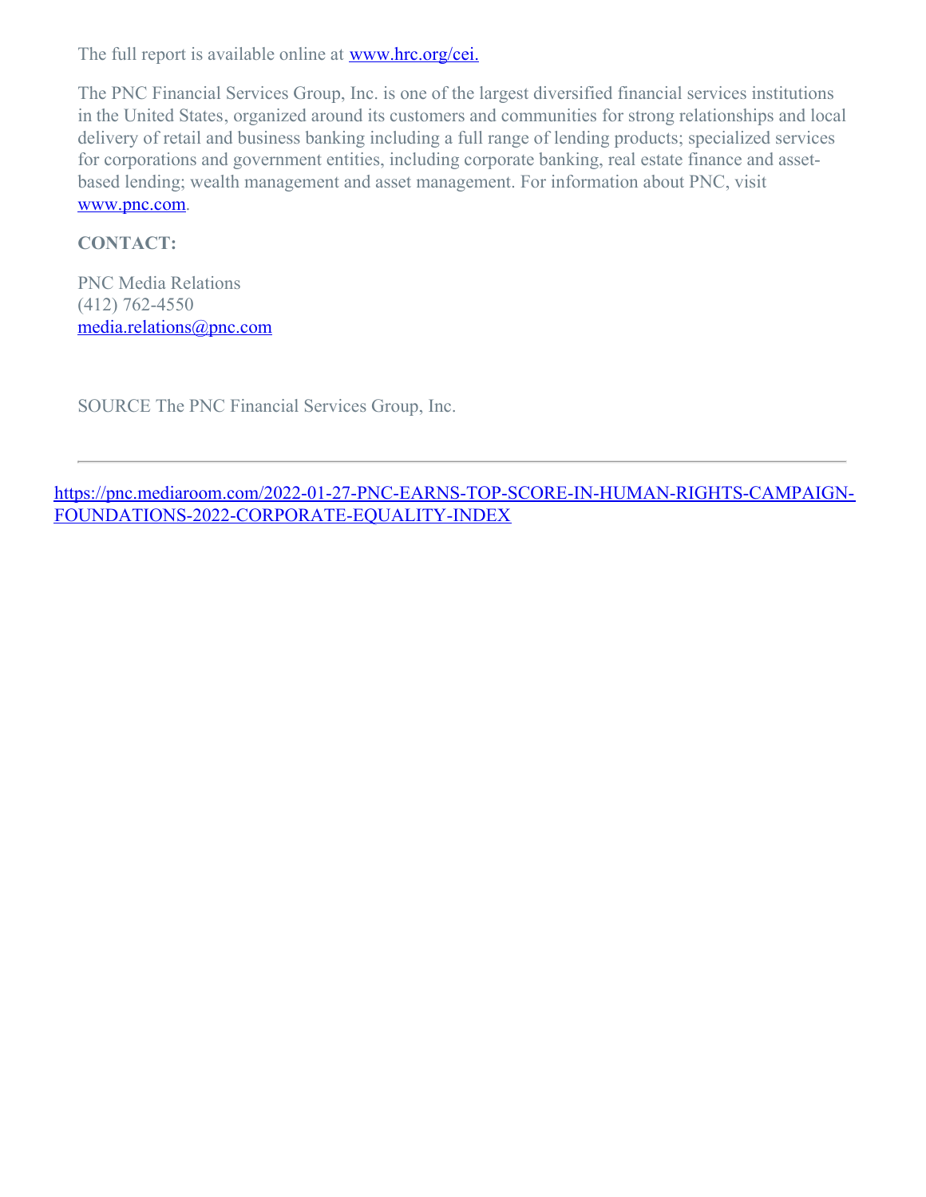The full report is available online at www.hrc.org/cei.

The PNC Financial Services Group, Inc. is one of the largest diversified financial services institutions in the United States, organized around its customers and communities for strong relationships and local delivery of retail and business banking including a full range of lending products; specialized services for corporations and government entities, including corporate banking, real estate finance and asset-based lending; wealth management and asset management. For information about PNC, visit www.pnc.com.

**CONTACT:**

PNC Media Relations
(412) 762-4550
media.relations@pnc.com

SOURCE The PNC Financial Services Group, Inc.

---

https://pnc.mediaroom.com/2022-01-27-PNC-EARNS-TOP-SCORE-IN-HUMAN-RIGHTS-CAMPAIGN-FOUNDATIONS-2022-CORPORATE-EQUALITY-INDEX